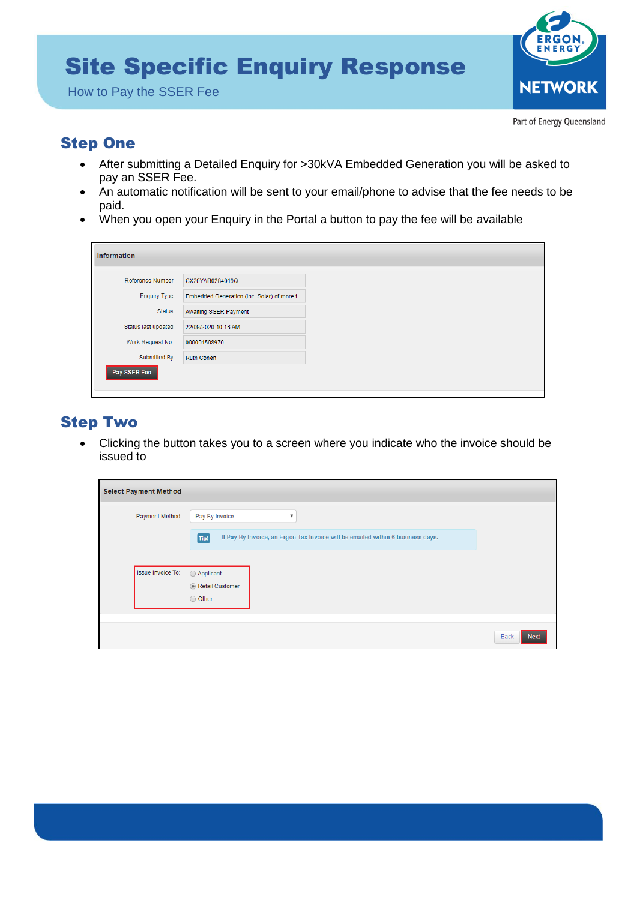# Site Specific Enquiry Response

How to Pay the SSER Fee

## Step One

- After submitting a Detailed Enquiry for >30kVA Embedded Generation you will be asked to pay an SSER Fee.
- An automatic notification will be sent to your email/phone to advise that the fee needs to be paid.
- When you open your Enquiry in the Portal a button to pay the fee will be available

## Step Two

- Clicking the button takes you to a screen where you indicate who the invoice should be issued to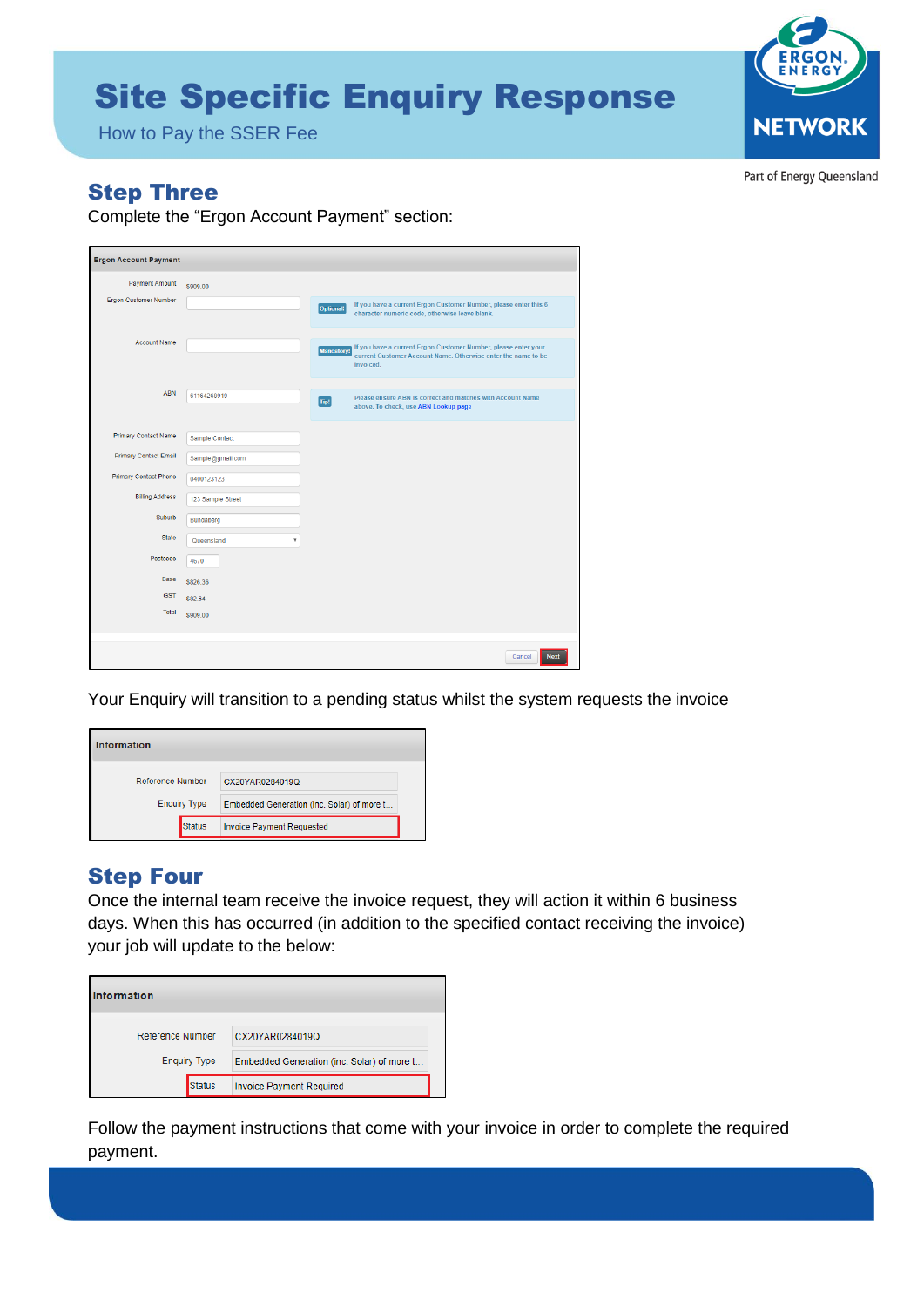## Step Three

Complete the "Ergon Account Payment" section:

**Ergon Account Payment**

| Field | Value | Note |
|---|---|---|
| Payment Amount | $909.00 | |
| Ergon Customer Number | | Optional! If you have a current Ergon Customer Number, please enter this 6 character numeric code, otherwise leave blank. |
| Account Name | | Mandatory! If you have a current Ergon Customer Number, please enter your current Customer Account Name. Otherwise enter the name to be invoiced. |
| ABN | 61164268919 | Tip! Please ensure ABN is correct and matches with Account Name above. To check, use ABN Lookup page |
| Primary Contact Name | Sample Contact | |
| Primary Contact Email | Sample@gmail.com | |
| Primary Contact Phone | 0400123123 | |
| Billing Address | 123 Sample Street | |
| Suburb | Bundaberg | |
| State | Queensland | |
| Postcode | 4670 | |
| Base | $826.36 | |
| GST | $82.64 | |
| Total | $909.00 | |

Cancel | Next

Your Enquiry will transition to a pending status whilst the system requests the invoice

**Information**

| Field | Value |
|---|---|
| Reference Number | CX20YAR0284019Q |
| Enquiry Type | Embedded Generation (inc. Solar) of more t... |
| Status | Invoice Payment Requested |

## Step Four

Once the internal team receive the invoice request, they will action it within 6 business days. When this has occurred (in addition to the specified contact receiving the invoice) your job will update to the below:

**Information**

| Field | Value |
|---|---|
| Reference Number | CX20YAR0284019Q |
| Enquiry Type | Embedded Generation (inc. Solar) of more t... |
| Status | Invoice Payment Required |

Follow the payment instructions that come with your invoice in order to complete the required payment.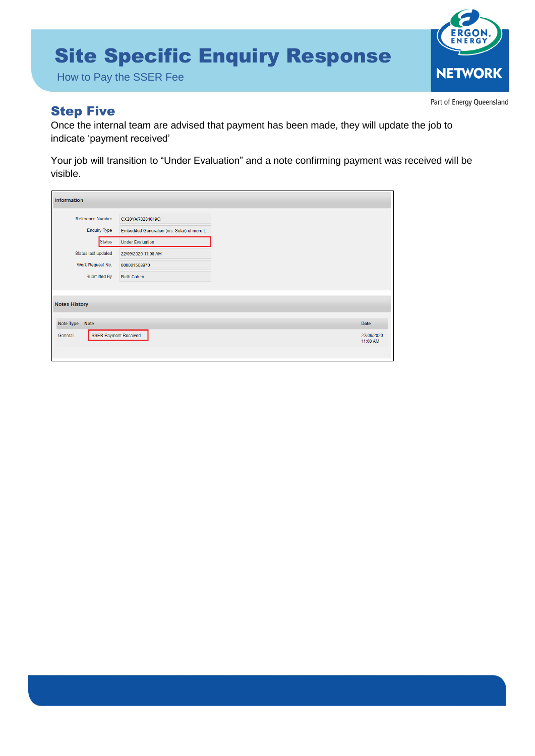# Site Specific Enquiry Response

How to Pay the SSER Fee

## Step Five

Once the internal team are advised that payment has been made, they will update the job to indicate 'payment received'

Your job will transition to "Under Evaluation" and a note confirming payment was received will be visible.

**Information**

| | |
|---|---|
| Reference Number | CX20YAR0284019Q |
| Enquiry Type | Embedded Generation (inc. Solar) of more t... |
| Status | Under Evaluation |
| Status last updated | 22/09/2020 11:08 AM |
| Work Request No. | 000001508970 |
| Submitted By | Ruth Cohen |

**Notes History**

| Note Type | Note | Date |
|---|---|---|
| General | SSER Payment Received | 22/09/2020 11:08 AM |